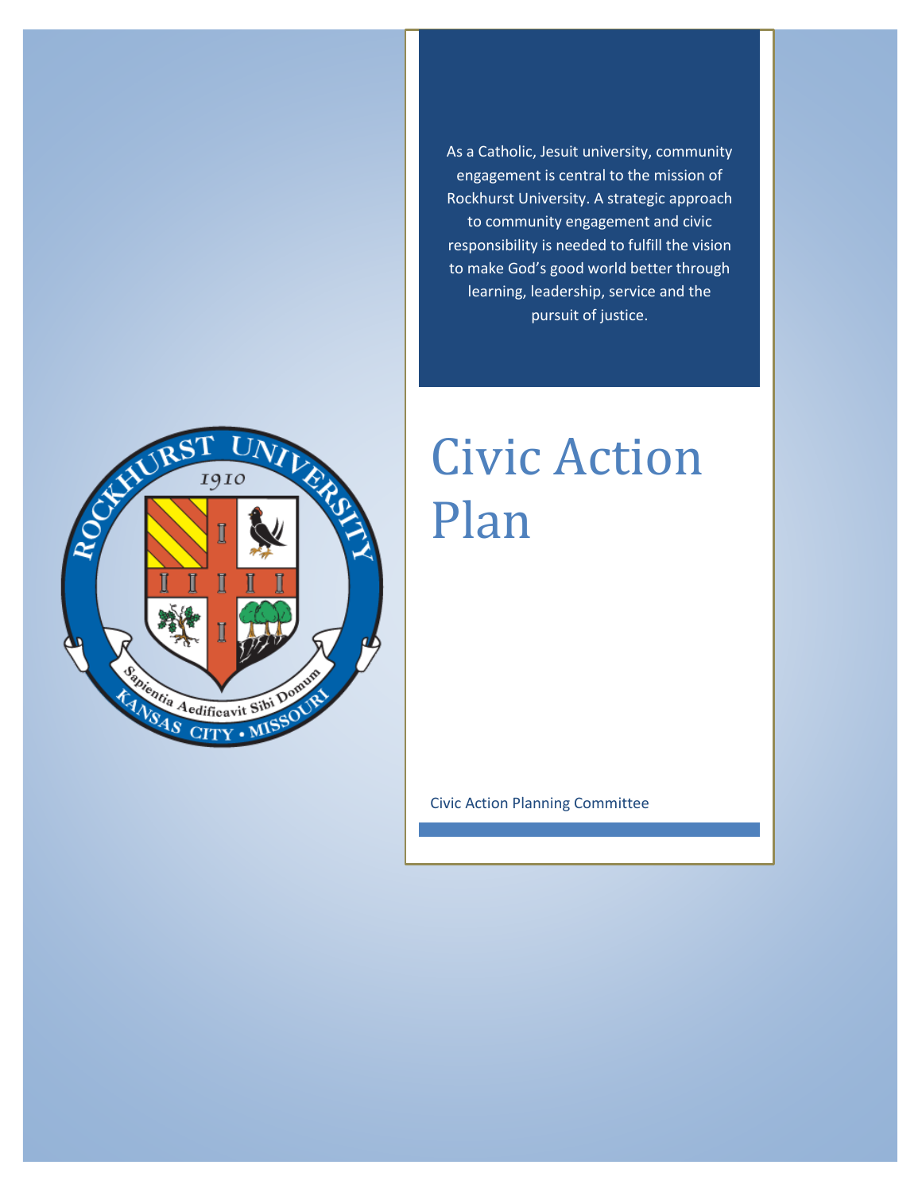As a Catholic, Jesuit university, community engagement is central to the mission of Rockhurst University. A strategic approach to community engagement and civic responsibility is needed to fulfill the vision to make God's good world better through learning, leadership, service and the pursuit of justice.

# Civic Action Plan

Civic Action Planning Committee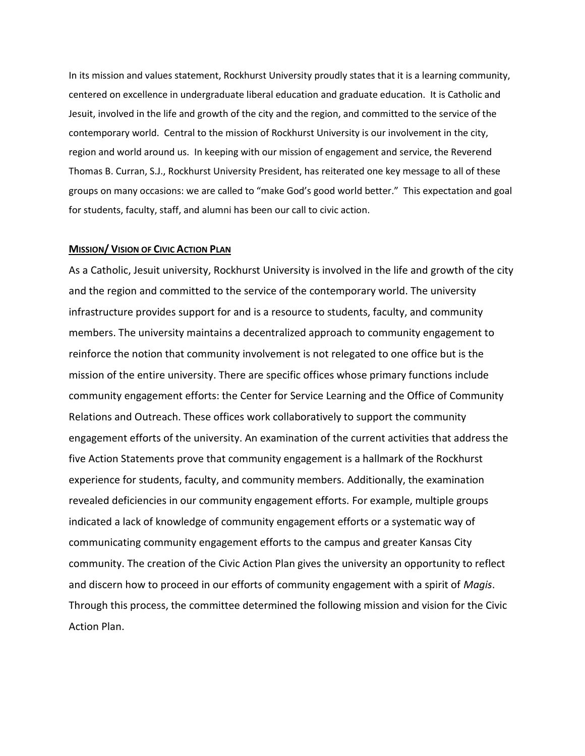In its mission and values statement, Rockhurst University proudly states that it is a learning community, centered on excellence in undergraduate liberal education and graduate education. It is Catholic and Jesuit, involved in the life and growth of the city and the region, and committed to the service of the contemporary world. Central to the mission of Rockhurst University is our involvement in the city, region and world around us. In keeping with our mission of engagement and service, the Reverend Thomas B. Curran, S.J., Rockhurst University President, has reiterated one key message to all of these groups on many occasions: we are called to "make God's good world better." This expectation and goal for students, faculty, staff, and alumni has been our call to civic action.

## MISSION/ VISION OF CIVIC ACTION PLAN

As a Catholic, Jesuit university, Rockhurst University is involved in the life and growth of the city and the region and committed to the service of the contemporary world. The university infrastructure provides support for and is a resource to students, faculty, and community members. The university maintains a decentralized approach to community engagement to reinforce the notion that community involvement is not relegated to one office but is the mission of the entire university. There are specific offices whose primary functions include community engagement efforts: the Center for Service Learning and the Office of Community Relations and Outreach. These offices work collaboratively to support the community engagement efforts of the university. An examination of the current activities that address the five Action Statements prove that community engagement is a hallmark of the Rockhurst experience for students, faculty, and community members. Additionally, the examination revealed deficiencies in our community engagement efforts. For example, multiple groups indicated a lack of knowledge of community engagement efforts or a systematic way of communicating community engagement efforts to the campus and greater Kansas City community. The creation of the Civic Action Plan gives the university an opportunity to reflect and discern how to proceed in our efforts of community engagement with a spirit of *Magis*. Through this process, the committee determined the following mission and vision for the Civic Action Plan.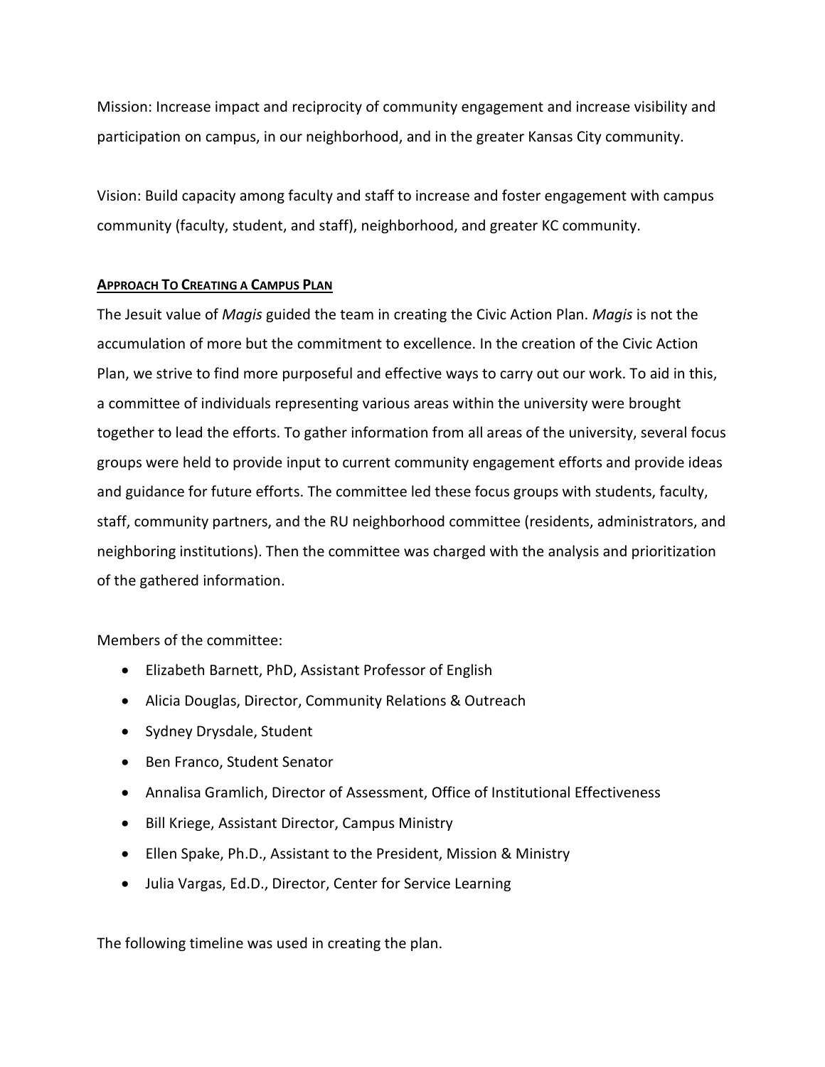Mission: Increase impact and reciprocity of community engagement and increase visibility and participation on campus, in our neighborhood, and in the greater Kansas City community.

Vision: Build capacity among faculty and staff to increase and foster engagement with campus community (faculty, student, and staff), neighborhood, and greater KC community.

## APPROACH TO CREATING A CAMPUS PLAN

The Jesuit value of *Magis* guided the team in creating the Civic Action Plan. *Magis* is not the accumulation of more but the commitment to excellence. In the creation of the Civic Action Plan, we strive to find more purposeful and effective ways to carry out our work. To aid in this, a committee of individuals representing various areas within the university were brought together to lead the efforts. To gather information from all areas of the university, several focus groups were held to provide input to current community engagement efforts and provide ideas and guidance for future efforts. The committee led these focus groups with students, faculty, staff, community partners, and the RU neighborhood committee (residents, administrators, and neighboring institutions). Then the committee was charged with the analysis and prioritization of the gathered information.

Members of the committee:

- Elizabeth Barnett, PhD, Assistant Professor of English
- Alicia Douglas, Director, Community Relations & Outreach
- Sydney Drysdale, Student
- Ben Franco, Student Senator
- Annalisa Gramlich, Director of Assessment, Office of Institutional Effectiveness
- Bill Kriege, Assistant Director, Campus Ministry
- Ellen Spake, Ph.D., Assistant to the President, Mission & Ministry
- Julia Vargas, Ed.D., Director, Center for Service Learning

The following timeline was used in creating the plan.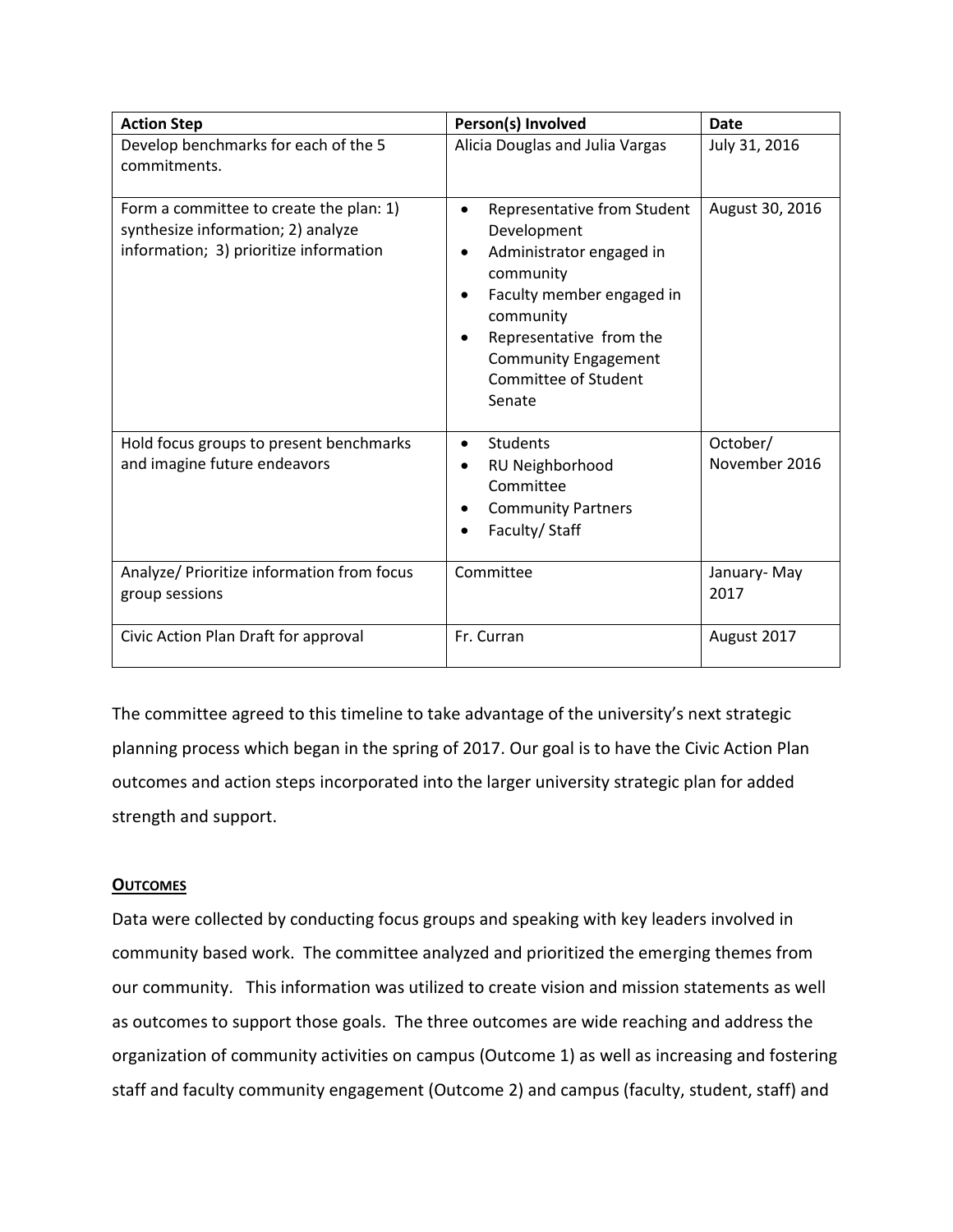| Action Step | Person(s) Involved | Date |
|---|---|---|
| Develop benchmarks for each of the 5 commitments. | Alicia Douglas and Julia Vargas | July 31, 2016 |
| Form a committee to create the plan: 1) synthesize information; 2) analyze information; 3) prioritize information | • Representative from Student Development<br>• Administrator engaged in community<br>• Faculty member engaged in community<br>• Representative from the Community Engagement Committee of Student Senate | August 30, 2016 |
| Hold focus groups to present benchmarks and imagine future endeavors | • Students<br>• RU Neighborhood Committee<br>• Community Partners<br>• Faculty/ Staff | October/ November 2016 |
| Analyze/ Prioritize information from focus group sessions | Committee | January- May 2017 |
| Civic Action Plan Draft for approval | Fr. Curran | August 2017 |

The committee agreed to this timeline to take advantage of the university's next strategic planning process which began in the spring of 2017. Our goal is to have the Civic Action Plan outcomes and action steps incorporated into the larger university strategic plan for added strength and support.

## OUTCOMES

Data were collected by conducting focus groups and speaking with key leaders involved in community based work. The committee analyzed and prioritized the emerging themes from our community. This information was utilized to create vision and mission statements as well as outcomes to support those goals. The three outcomes are wide reaching and address the organization of community activities on campus (Outcome 1) as well as increasing and fostering staff and faculty community engagement (Outcome 2) and campus (faculty, student, staff) and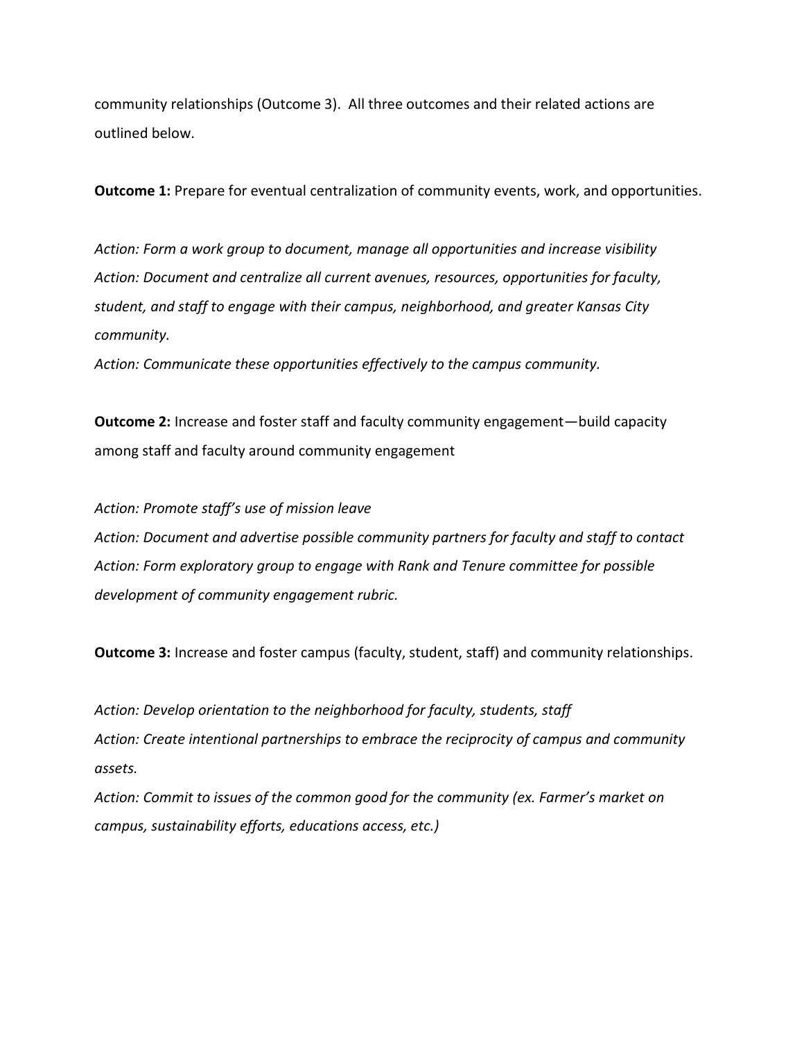community relationships (Outcome 3). All three outcomes and their related actions are outlined below.

**Outcome 1:** Prepare for eventual centralization of community events, work, and opportunities.

*Action: Form a work group to document, manage all opportunities and increase visibility*
*Action: Document and centralize all current avenues, resources, opportunities for faculty, student, and staff to engage with their campus, neighborhood, and greater Kansas City community.*
*Action: Communicate these opportunities effectively to the campus community.*

**Outcome 2:** Increase and foster staff and faculty community engagement—build capacity among staff and faculty around community engagement

*Action: Promote staff's use of mission leave*
*Action: Document and advertise possible community partners for faculty and staff to contact*
*Action: Form exploratory group to engage with Rank and Tenure committee for possible development of community engagement rubric.*

**Outcome 3:** Increase and foster campus (faculty, student, staff) and community relationships.

*Action: Develop orientation to the neighborhood for faculty, students, staff*
*Action: Create intentional partnerships to embrace the reciprocity of campus and community assets.*
*Action: Commit to issues of the common good for the community (ex. Farmer's market on campus, sustainability efforts, educations access, etc.)*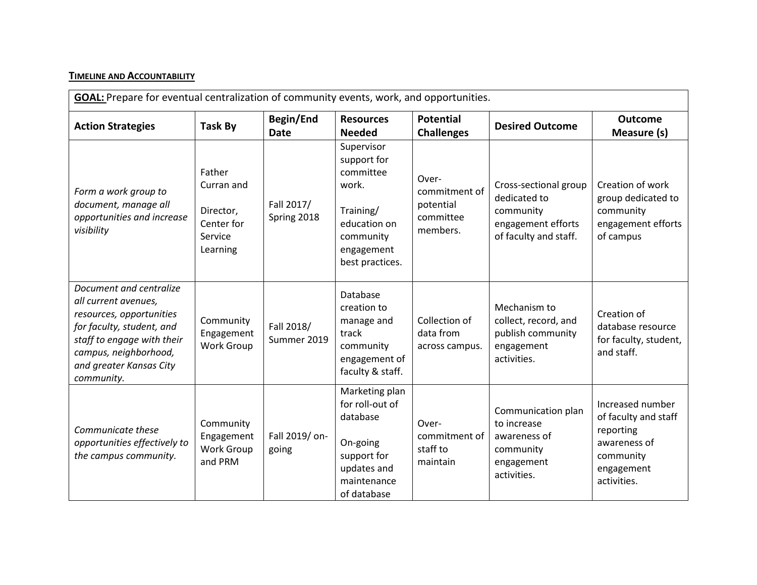**<u>TIMELINE AND ACCOUNTABILITY</u>**

| **<u>GOAL:</u>** Prepare for eventual centralization of community events, work, and opportunities. | | | | | | |
|---|---|---|---|---|---|---|
| **Action Strategies** | **Task By** | **Begin/End Date** | **Resources Needed** | **Potential Challenges** | **Desired Outcome** | **Outcome Measure (s)** |
| *Form a work group to document, manage all opportunities and increase visibility* | Father Curran and Director, Center for Service Learning | Fall 2017/ Spring 2018 | Supervisor support for committee work. Training/ education on community engagement best practices. | Over-commitment of potential committee members. | Cross-sectional group dedicated to community engagement efforts of faculty and staff. | Creation of work group dedicated to community engagement efforts of campus |
| *Document and centralize all current avenues, resources, opportunities for faculty, student, and staff to engage with their campus, neighborhood, and greater Kansas City community.* | Community Engagement Work Group | Fall 2018/ Summer 2019 | Database creation to manage and track community engagement of faculty & staff. | Collection of data from across campus. | Mechanism to collect, record, and publish community engagement activities. | Creation of database resource for faculty, student, and staff. |
| *Communicate these opportunities effectively to the campus community.* | Community Engagement Work Group and PRM | Fall 2019/ on-going | Marketing plan for roll-out of database On-going support for updates and maintenance of database | Over-commitment of staff to maintain | Communication plan to increase awareness of community engagement activities. | Increased number of faculty and staff reporting awareness of community engagement activities. |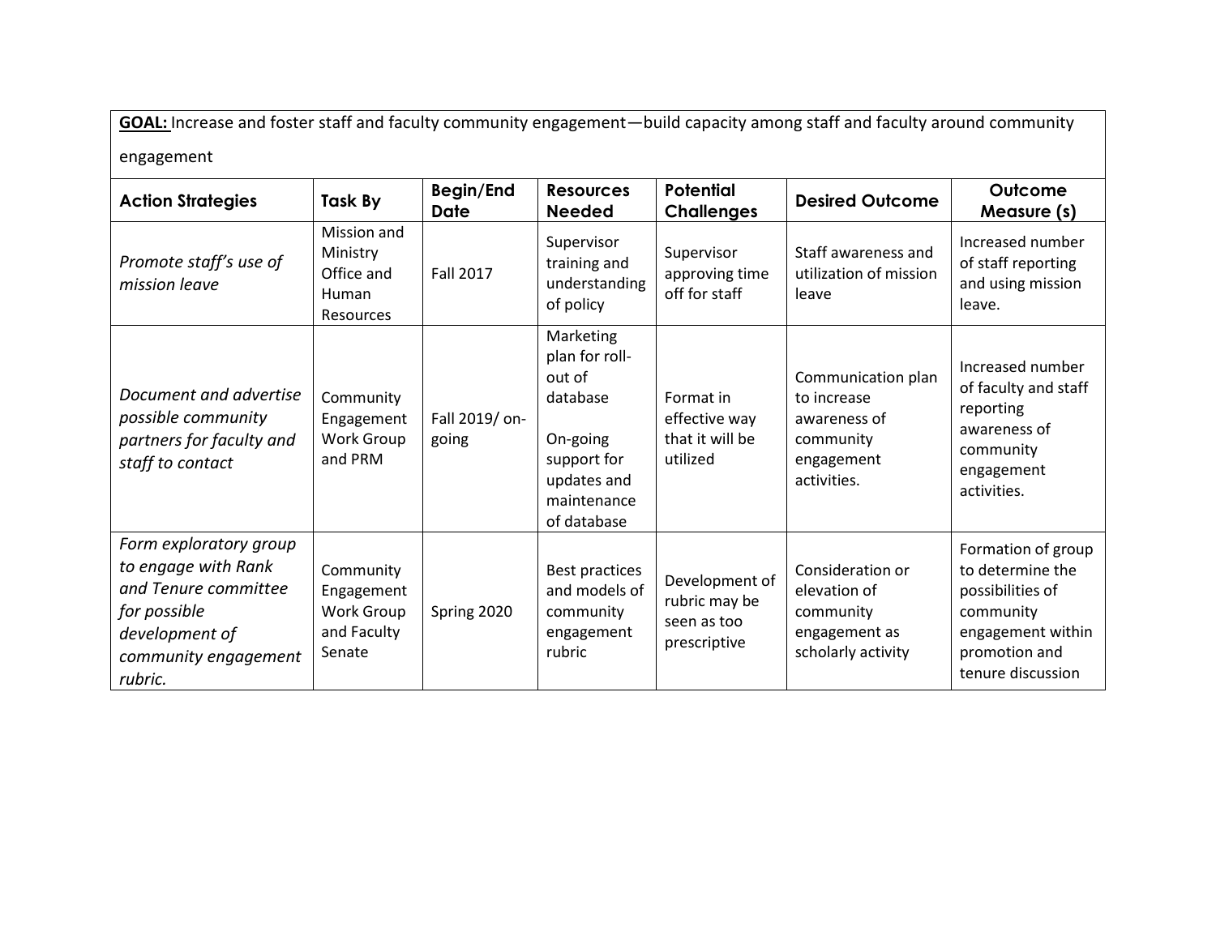**GOAL:** Increase and foster staff and faculty community engagement—build capacity among staff and faculty around community engagement

| Action Strategies | Task By | Begin/End Date | Resources Needed | Potential Challenges | Desired Outcome | Outcome Measure (s) |
|---|---|---|---|---|---|---|
| *Promote staff's use of mission leave* | Mission and Ministry Office and Human Resources | Fall 2017 | Supervisor training and understanding of policy | Supervisor approving time off for staff | Staff awareness and utilization of mission leave | Increased number of staff reporting and using mission leave. |
| *Document and advertise possible community partners for faculty and staff to contact* | Community Engagement Work Group and PRM | Fall 2019/ on-going | Marketing plan for roll-out of database<br><br>On-going support for updates and maintenance of database | Format in effective way that it will be utilized | Communication plan to increase awareness of community engagement activities. | Increased number of faculty and staff reporting awareness of community engagement activities. |
| *Form exploratory group to engage with Rank and Tenure committee for possible development of community engagement rubric.* | Community Engagement Work Group and Faculty Senate | Spring 2020 | Best practices and models of community engagement rubric | Development of rubric may be seen as too prescriptive | Consideration or elevation of community engagement as scholarly activity | Formation of group to determine the possibilities of community engagement within promotion and tenure discussion |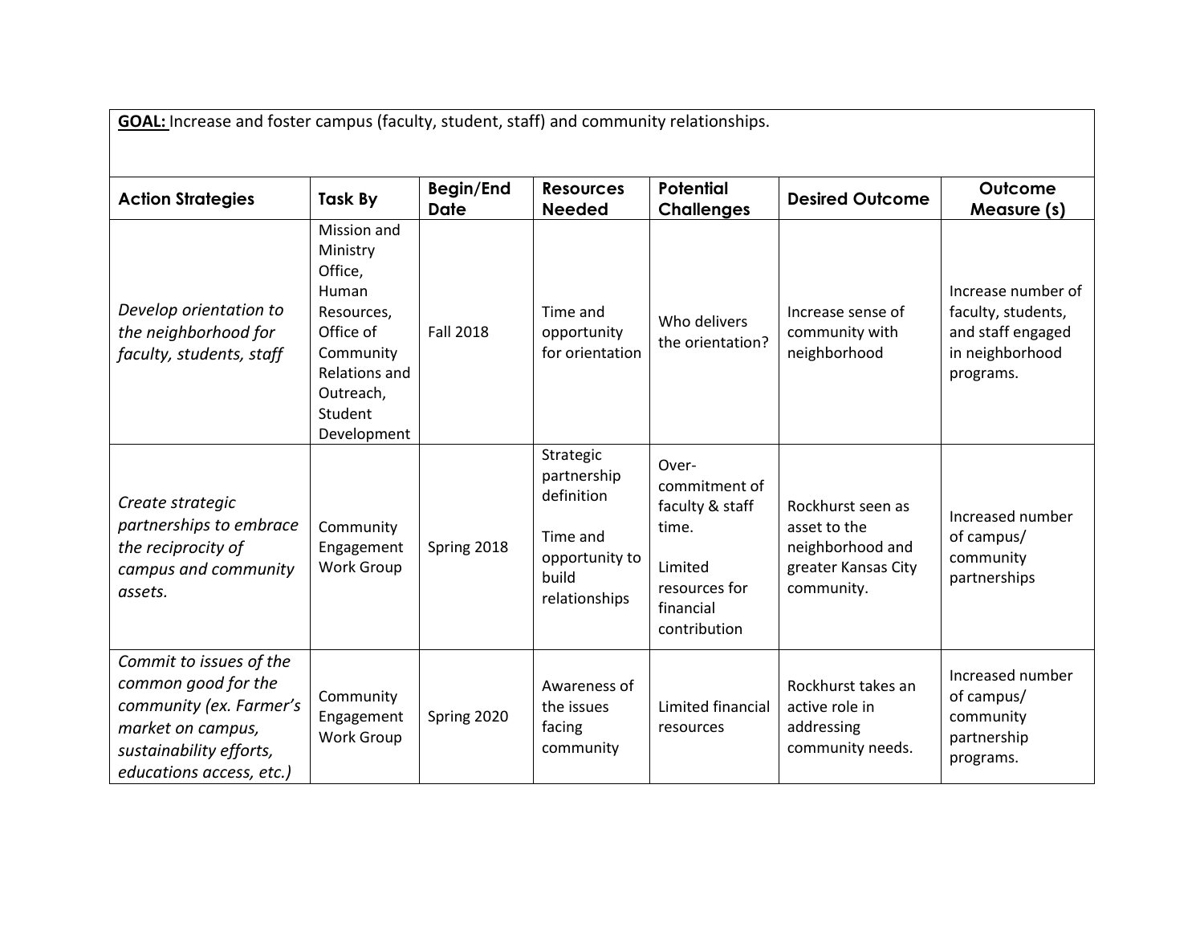**GOAL:** Increase and foster campus (faculty, student, staff) and community relationships.

| Action Strategies | Task By | Begin/End Date | Resources Needed | Potential Challenges | Desired Outcome | Outcome Measure (s) |
|---|---|---|---|---|---|---|
| *Develop orientation to the neighborhood for faculty, students, staff* | Mission and Ministry Office, Human Resources, Office of Community Relations and Outreach, Student Development | Fall 2018 | Time and opportunity for orientation | Who delivers the orientation? | Increase sense of community with neighborhood | Increase number of faculty, students, and staff engaged in neighborhood programs. |
| *Create strategic partnerships to embrace the reciprocity of campus and community assets.* | Community Engagement Work Group | Spring 2018 | Strategic partnership definition<br><br>Time and opportunity to build relationships | Over-commitment of faculty & staff time.<br><br>Limited resources for financial contribution | Rockhurst seen as asset to the neighborhood and greater Kansas City community. | Increased number of campus/ community partnerships |
| *Commit to issues of the common good for the community (ex. Farmer's market on campus, sustainability efforts, educations access, etc.)* | Community Engagement Work Group | Spring 2020 | Awareness of the issues facing community | Limited financial resources | Rockhurst takes an active role in addressing community needs. | Increased number of campus/ community partnership programs. |